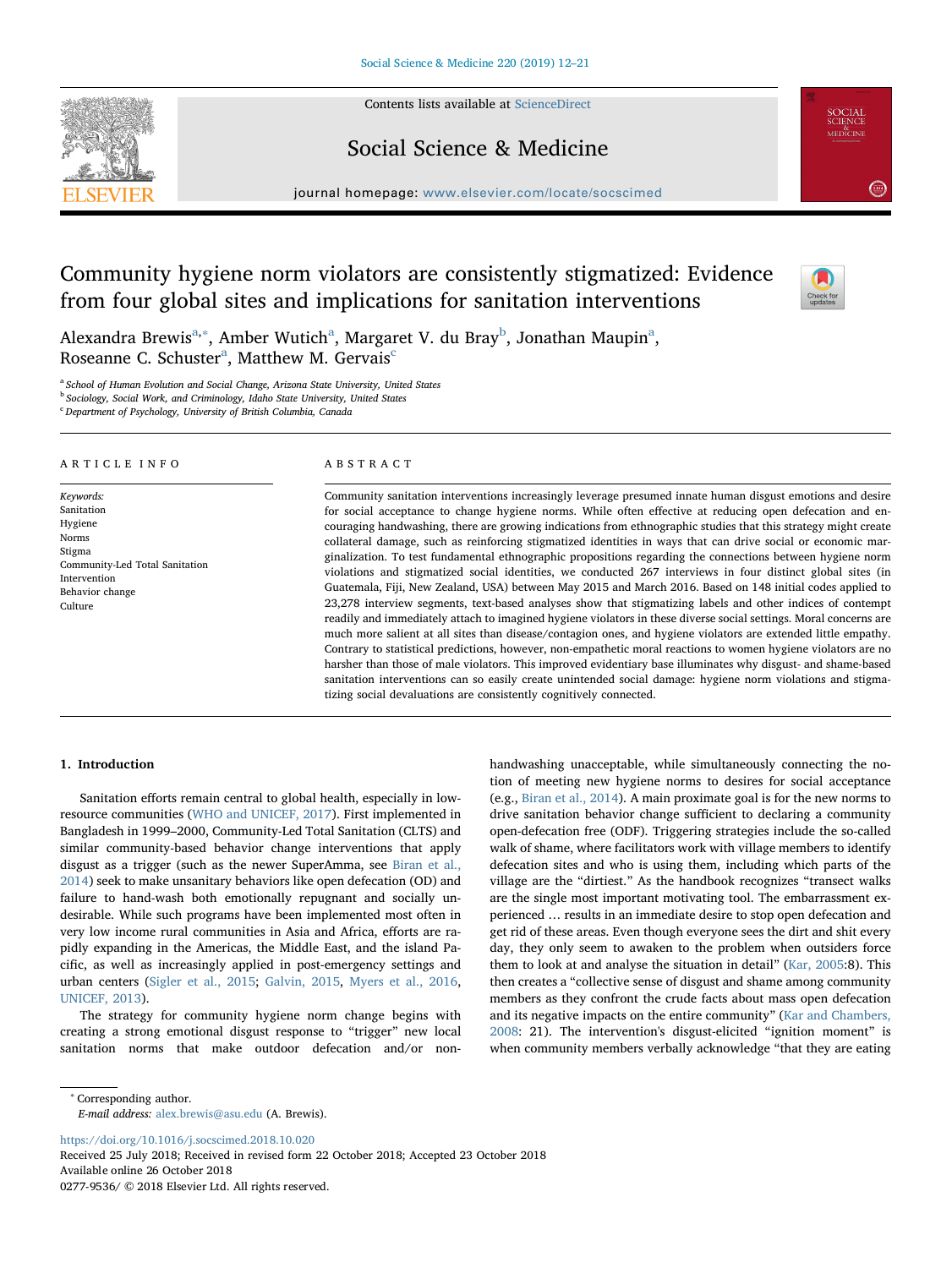# Community hygiene norm violators are consistently stigmatized: Evidence from four global sites and implications for sanitation interventions

Alexandra Brewis[a,*], Amber Wutich[a], Margaret V. du Bray[b], Jonathan Maupin[a], Roseanne C. Schuster[a], Matthew M. Gervais[c]

[a] School of Human Evolution and Social Change, Arizona State University, United States
[b] Sociology, Social Work, and Criminology, Idaho State University, United States
[c] Department of Psychology, University of British Columbia, Canada

## ARTICLE INFO

*Keywords:*
Sanitation
Hygiene
Norms
Stigma
Community-Led Total Sanitation
Intervention
Behavior change
Culture

## ABSTRACT

Community sanitation interventions increasingly leverage presumed innate human disgust emotions and desire for social acceptance to change hygiene norms. While often effective at reducing open defecation and encouraging handwashing, there are growing indications from ethnographic studies that this strategy might create collateral damage, such as reinforcing stigmatized identities in ways that can drive social or economic marginalization. To test fundamental ethnographic propositions regarding the connections between hygiene norm violations and stigmatized social identities, we conducted 267 interviews in four distinct global sites (in Guatemala, Fiji, New Zealand, USA) between May 2015 and March 2016. Based on 148 initial codes applied to 23,278 interview segments, text-based analyses show that stigmatizing labels and other indices of contempt readily and immediately attach to imagined hygiene violators in these diverse social settings. Moral concerns are much more salient at all sites than disease/contagion ones, and hygiene violators are extended little empathy. Contrary to statistical predictions, however, non-empathetic moral reactions to women hygiene violators are no harsher than those of male violators. This improved evidentiary base illuminates why disgust- and shame-based sanitation interventions can so easily create unintended social damage: hygiene norm violations and stigmatizing social devaluations are consistently cognitively connected.

## 1. Introduction

Sanitation efforts remain central to global health, especially in low-resource communities (WHO and UNICEF, 2017). First implemented in Bangladesh in 1999–2000, Community-Led Total Sanitation (CLTS) and similar community-based behavior change interventions that apply disgust as a trigger (such as the newer SuperAmma, see Biran et al., 2014) seek to make unsanitary behaviors like open defecation (OD) and failure to hand-wash both emotionally repugnant and socially undesirable. While such programs have been implemented most often in very low income rural communities in Asia and Africa, efforts are rapidly expanding in the Americas, the Middle East, and the island Pacific, as well as increasingly applied in post-emergency settings and urban centers (Sigler et al., 2015; Galvin, 2015, Myers et al., 2016, UNICEF, 2013).

The strategy for community hygiene norm change begins with creating a strong emotional disgust response to "trigger" new local sanitation norms that make outdoor defecation and/or non-handwashing unacceptable, while simultaneously connecting the notion of meeting new hygiene norms to desires for social acceptance (e.g., Biran et al., 2014). A main proximate goal is for the new norms to drive sanitation behavior change sufficient to declaring a community open-defecation free (ODF). Triggering strategies include the so-called walk of shame, where facilitators work with village members to identify defecation sites and who is using them, including which parts of the village are the "dirtiest." As the handbook recognizes "transect walks are the single most important motivating tool. The embarrassment experienced … results in an immediate desire to stop open defecation and get rid of these areas. Even though everyone sees the dirt and shit every day, they only seem to awaken to the problem when outsiders force them to look at and analyse the situation in detail" (Kar, 2005:8). This then creates a "collective sense of disgust and shame among community members as they confront the crude facts about mass open defecation and its negative impacts on the entire community" (Kar and Chambers, 2008: 21). The intervention's disgust-elicited "ignition moment" is when community members verbally acknowledge "that they are eating

---

* Corresponding author.
*E-mail address:* alex.brewis@asu.edu (A. Brewis).

https://doi.org/10.1016/j.socscimed.2018.10.020
Received 25 July 2018; Received in revised form 22 October 2018; Accepted 23 October 2018
Available online 26 October 2018
0277-9536/ © 2018 Elsevier Ltd. All rights reserved.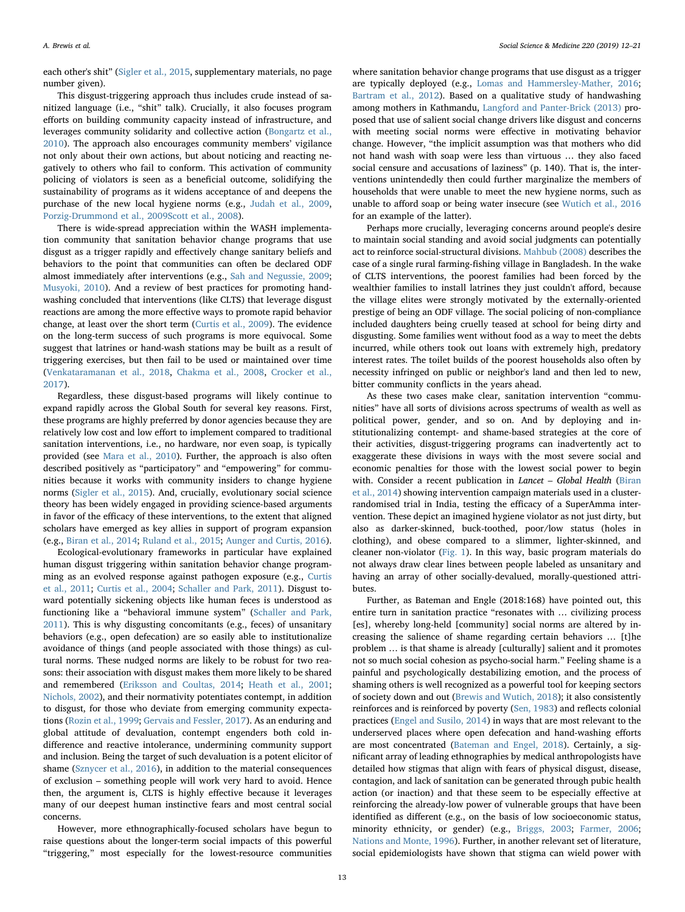each other's shit" (Sigler et al., 2015, supplementary materials, no page number given).

This disgust-triggering approach thus includes crude instead of sanitized language (i.e., "shit" talk). Crucially, it also focuses program efforts on building community capacity instead of infrastructure, and leverages community solidarity and collective action (Bongartz et al., 2010). The approach also encourages community members' vigilance not only about their own actions, but about noticing and reacting negatively to others who fail to conform. This activation of community policing of violators is seen as a beneficial outcome, solidifying the sustainability of programs as it widens acceptance of and deepens the purchase of the new local hygiene norms (e.g., Judah et al., 2009, Porzig-Drummond et al., 2009Scott et al., 2008).

There is wide-spread appreciation within the WASH implementation community that sanitation behavior change programs that use disgust as a trigger rapidly and effectively change sanitary beliefs and behaviors to the point that communities can often be declared ODF almost immediately after interventions (e.g., Sah and Negussie, 2009; Musyoki, 2010). And a review of best practices for promoting handwashing concluded that interventions (like CLTS) that leverage disgust reactions are among the more effective ways to promote rapid behavior change, at least over the short term (Curtis et al., 2009). The evidence on the long-term success of such programs is more equivocal. Some suggest that latrines or hand-wash stations may be built as a result of triggering exercises, but then fail to be used or maintained over time (Venkataramanan et al., 2018, Chakma et al., 2008, Crocker et al., 2017).

Regardless, these disgust-based programs will likely continue to expand rapidly across the Global South for several key reasons. First, these programs are highly preferred by donor agencies because they are relatively low cost and low effort to implement compared to traditional sanitation interventions, i.e., no hardware, nor even soap, is typically provided (see Mara et al., 2010). Further, the approach is also often described positively as "participatory" and "empowering" for communities because it works with community insiders to change hygiene norms (Sigler et al., 2015). And, crucially, evolutionary social science theory has been widely engaged in providing science-based arguments in favor of the efficacy of these interventions, to the extent that aligned scholars have emerged as key allies in support of program expansion (e.g., Biran et al., 2014; Ruland et al., 2015; Aunger and Curtis, 2016).

Ecological-evolutionary frameworks in particular have explained human disgust triggering within sanitation behavior change programming as an evolved response against pathogen exposure (e.g., Curtis et al., 2011; Curtis et al., 2004; Schaller and Park, 2011). Disgust toward potentially sickening objects like human feces is understood as functioning like a "behavioral immune system" (Schaller and Park, 2011). This is why disgusting concomitants (e.g., feces) of unsanitary behaviors (e.g., open defecation) are so easily able to institutionalize avoidance of things (and people associated with those things) as cultural norms. These nudged norms are likely to be robust for two reasons: their association with disgust makes them more likely to be shared and remembered (Eriksson and Coultas, 2014; Heath et al., 2001; Nichols, 2002), and their normativity potentiates contempt, in addition to disgust, for those who deviate from emerging community expectations (Rozin et al., 1999; Gervais and Fessler, 2017). As an enduring and global attitude of devaluation, contempt engenders both cold indifference and reactive intolerance, undermining community support and inclusion. Being the target of such devaluation is a potent elicitor of shame (Sznycer et al., 2016), in addition to the material consequences of exclusion – something people will work very hard to avoid. Hence then, the argument is, CLTS is highly effective because it leverages many of our deepest human instinctive fears and most central social concerns.

However, more ethnographically-focused scholars have begun to raise questions about the longer-term social impacts of this powerful "triggering," most especially for the lowest-resource communities where sanitation behavior change programs that use disgust as a trigger are typically deployed (e.g., Lomas and Hammersley-Mather, 2016; Bartram et al., 2012). Based on a qualitative study of handwashing among mothers in Kathmandu, Langford and Panter-Brick (2013) proposed that use of salient social change drivers like disgust and concerns with meeting social norms were effective in motivating behavior change. However, "the implicit assumption was that mothers who did not hand wash with soap were less than virtuous … they also faced social censure and accusations of laziness" (p. 140). That is, the interventions unintendedly then could further marginalize the members of households that were unable to meet the new hygiene norms, such as unable to afford soap or being water insecure (see Wutich et al., 2016 for an example of the latter).

Perhaps more crucially, leveraging concerns around people's desire to maintain social standing and avoid social judgments can potentially act to reinforce social-structural divisions. Mahbub (2008) describes the case of a single rural farming-fishing village in Bangladesh. In the wake of CLTS interventions, the poorest families had been forced by the wealthier families to install latrines they just couldn't afford, because the village elites were strongly motivated by the externally-oriented prestige of being an ODF village. The social policing of non-compliance included daughters being cruelly teased at school for being dirty and disgusting. Some families went without food as a way to meet the debts incurred, while others took out loans with extremely high, predatory interest rates. The toilet builds of the poorest households also often by necessity infringed on public or neighbor's land and then led to new, bitter community conflicts in the years ahead.

As these two cases make clear, sanitation intervention "communities" have all sorts of divisions across spectrums of wealth as well as political power, gender, and so on. And by deploying and institutionalizing contempt- and shame-based strategies at the core of their activities, disgust-triggering programs can inadvertently act to exaggerate these divisions in ways with the most severe social and economic penalties for those with the lowest social power to begin with. Consider a recent publication in *Lancet – Global Health* (Biran et al., 2014) showing intervention campaign materials used in a cluster-randomised trial in India, testing the efficacy of a SuperAmma intervention. These depict an imagined hygiene violator as not just dirty, but also as darker-skinned, buck-toothed, poor/low status (holes in clothing), and obese compared to a slimmer, lighter-skinned, and cleaner non-violator (Fig. 1). In this way, basic program materials do not always draw clear lines between people labeled as unsanitary and having an array of other socially-devalued, morally-questioned attributes.

Further, as Bateman and Engle (2018:168) have pointed out, this entire turn in sanitation practice "resonates with … civilizing process [es], whereby long-held [community] social norms are altered by increasing the salience of shame regarding certain behaviors … [t]he problem … is that shame is already [culturally] salient and it promotes not so much social cohesion as psycho-social harm." Feeling shame is a painful and psychologically destabilizing emotion, and the process of shaming others is well recognized as a powerful tool for keeping sectors of society down and out (Brewis and Wutich, 2018); it also consistently reinforces and is reinforced by poverty (Sen, 1983) and reflects colonial practices (Engel and Susilo, 2014) in ways that are most relevant to the underserved places where open defecation and hand-washing efforts are most concentrated (Bateman and Engel, 2018). Certainly, a significant array of leading ethnographies by medical anthropologists have detailed how stigmas that align with fears of physical disgust, disease, contagion, and lack of sanitation can be generated through pubic health action (or inaction) and that these seem to be especially effective at reinforcing the already-low power of vulnerable groups that have been identified as different (e.g., on the basis of low socioeconomic status, minority ethnicity, or gender) (e.g., Briggs, 2003; Farmer, 2006; Nations and Monte, 1996). Further, in another relevant set of literature, social epidemiologists have shown that stigma can wield power with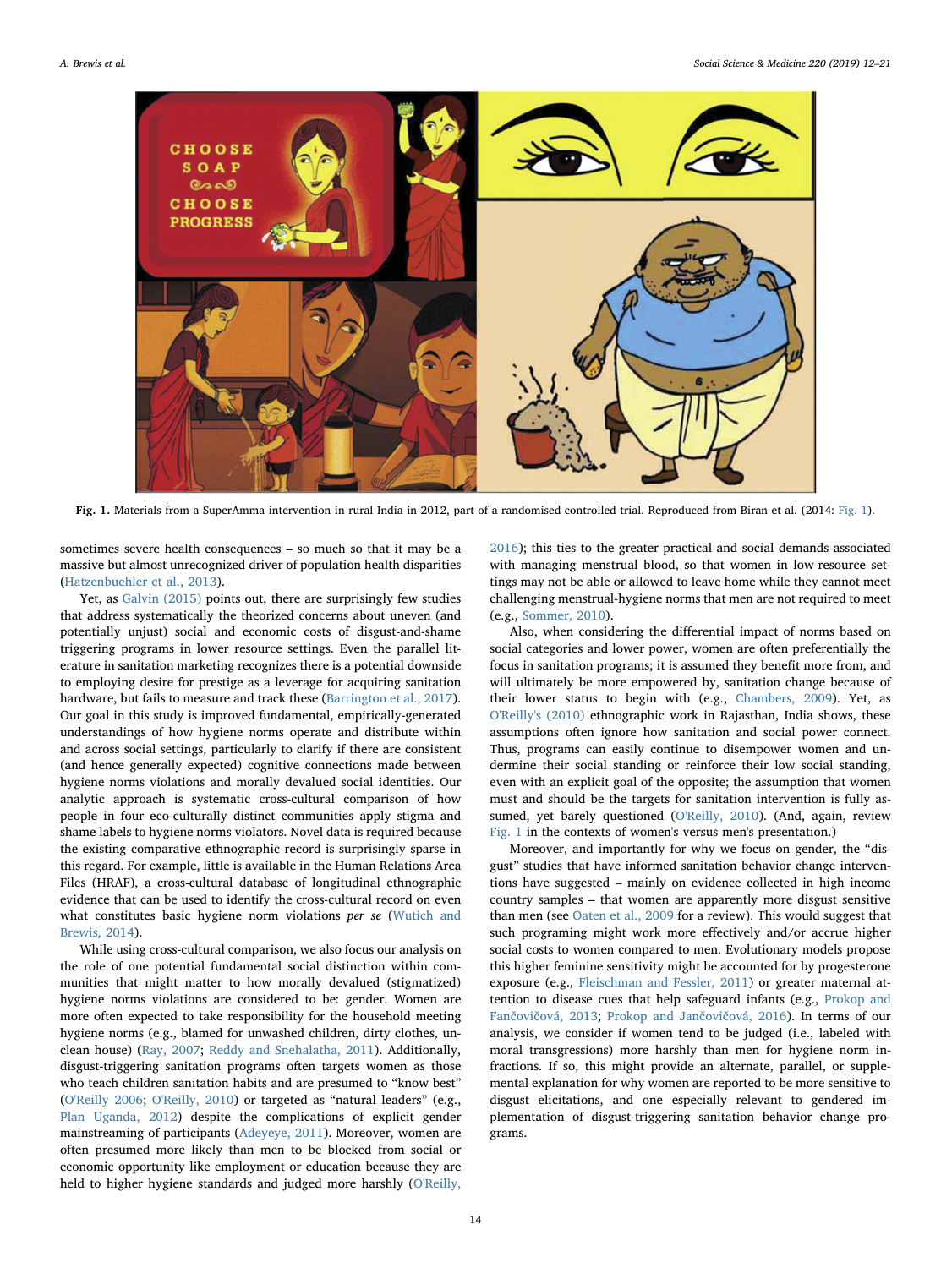Fig. 1. Materials from a SuperAmma intervention in rural India in 2012, part of a randomised controlled trial. Reproduced from Biran et al. (2014: Fig. 1).

sometimes severe health consequences – so much so that it may be a massive but almost unrecognized driver of population health disparities (Hatzenbuehler et al., 2013).

Yet, as Galvin (2015) points out, there are surprisingly few studies that address systematically the theorized concerns about uneven (and potentially unjust) social and economic costs of disgust-and-shame triggering programs in lower resource settings. Even the parallel literature in sanitation marketing recognizes there is a potential downside to employing desire for prestige as a leverage for acquiring sanitation hardware, but fails to measure and track these (Barrington et al., 2017). Our goal in this study is improved fundamental, empirically-generated understandings of how hygiene norms operate and distribute within and across social settings, particularly to clarify if there are consistent (and hence generally expected) cognitive connections made between hygiene norms violations and morally devalued social identities. Our analytic approach is systematic cross-cultural comparison of how people in four eco-culturally distinct communities apply stigma and shame labels to hygiene norms violators. Novel data is required because the existing comparative ethnographic record is surprisingly sparse in this regard. For example, little is available in the Human Relations Area Files (HRAF), a cross-cultural database of longitudinal ethnographic evidence that can be used to identify the cross-cultural record on even what constitutes basic hygiene norm violations *per se* (Wutich and Brewis, 2014).

While using cross-cultural comparison, we also focus our analysis on the role of one potential fundamental social distinction within communities that might matter to how morally devalued (stigmatized) hygiene norms violations are considered to be: gender. Women are more often expected to take responsibility for the household meeting hygiene norms (e.g., blamed for unwashed children, dirty clothes, unclean house) (Ray, 2007; Reddy and Snehalatha, 2011). Additionally, disgust-triggering sanitation programs often targets women as those who teach children sanitation habits and are presumed to "know best" (O'Reilly 2006; O'Reilly, 2010) or targeted as "natural leaders" (e.g., Plan Uganda, 2012) despite the complications of explicit gender mainstreaming of participants (Adeyeye, 2011). Moreover, women are often presumed more likely than men to be blocked from social or economic opportunity like employment or education because they are held to higher hygiene standards and judged more harshly (O'Reilly, 2016); this ties to the greater practical and social demands associated with managing menstrual blood, so that women in low-resource settings may not be able or allowed to leave home while they cannot meet challenging menstrual-hygiene norms that men are not required to meet (e.g., Sommer, 2010).

Also, when considering the differential impact of norms based on social categories and lower power, women are often preferentially the focus in sanitation programs; it is assumed they benefit more from, and will ultimately be more empowered by, sanitation change because of their lower status to begin with (e.g., Chambers, 2009). Yet, as O'Reilly's (2010) ethnographic work in Rajasthan, India shows, these assumptions often ignore how sanitation and social power connect. Thus, programs can easily continue to disempower women and undermine their social standing or reinforce their low social standing, even with an explicit goal of the opposite; the assumption that women must and should be the targets for sanitation intervention is fully assumed, yet barely questioned (O'Reilly, 2010). (And, again, review Fig. 1 in the contexts of women's versus men's presentation.)

Moreover, and importantly for why we focus on gender, the "disgust" studies that have informed sanitation behavior change interventions have suggested – mainly on evidence collected in high income country samples – that women are apparently more disgust sensitive than men (see Oaten et al., 2009 for a review). This would suggest that such programing might work more effectively and/or accrue higher social costs to women compared to men. Evolutionary models propose this higher feminine sensitivity might be accounted for by progesterone exposure (e.g., Fleischman and Fessler, 2011) or greater maternal attention to disease cues that help safeguard infants (e.g., Prokop and Fančovičová, 2013; Prokop and Jančovičová, 2016). In terms of our analysis, we consider if women tend to be judged (i.e., labeled with moral transgressions) more harshly than men for hygiene norm infractions. If so, this might provide an alternate, parallel, or supplemental explanation for why women are reported to be more sensitive to disgust elicitations, and one especially relevant to gendered implementation of disgust-triggering sanitation behavior change programs.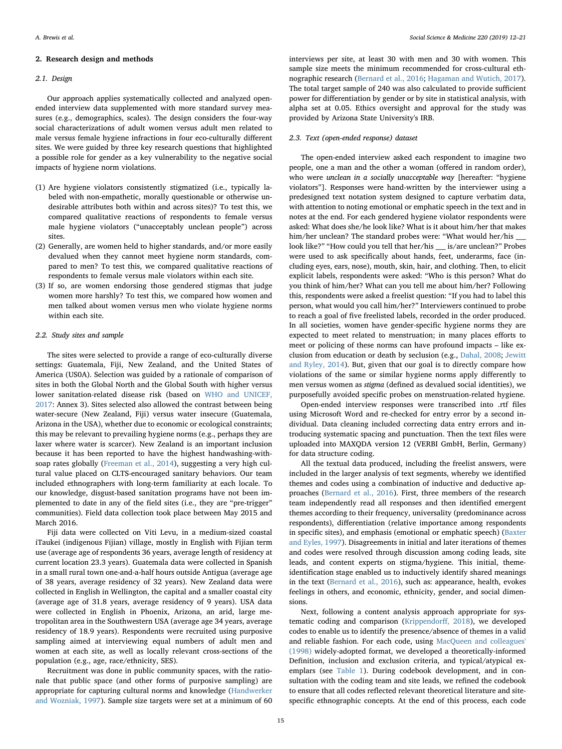## 2. Research design and methods

### 2.1. Design

Our approach applies systematically collected and analyzed open-ended interview data supplemented with more standard survey measures (e.g., demographics, scales). The design considers the four-way social characterizations of adult women versus adult men related to male versus female hygiene infractions in four eco-culturally different sites. We were guided by three key research questions that highlighted a possible role for gender as a key vulnerability to the negative social impacts of hygiene norm violations.

(1) Are hygiene violators consistently stigmatized (i.e., typically labeled with non-empathetic, morally questionable or otherwise undesirable attributes both within and across sites)? To test this, we compared qualitative reactions of respondents to female versus male hygiene violators ("unacceptably unclean people") across sites.
(2) Generally, are women held to higher standards, and/or more easily devalued when they cannot meet hygiene norm standards, compared to men? To test this, we compared qualitative reactions of respondents to female versus male violators within each site.
(3) If so, are women endorsing those gendered stigmas that judge women more harshly? To test this, we compared how women and men talked about women versus men who violate hygiene norms within each site.

### 2.2. Study sites and sample

The sites were selected to provide a range of eco-culturally diverse settings: Guatemala, Fiji, New Zealand, and the United States of America (US0A). Selection was guided by a rationale of comparison of sites in both the Global North and the Global South with higher versus lower sanitation-related disease risk (based on WHO and UNICEF, 2017: Annex 3). Sites selected also allowed the contrast between being water-secure (New Zealand, Fiji) versus water insecure (Guatemala, Arizona in the USA), whether due to economic or ecological constraints; this may be relevant to prevailing hygiene norms (e.g., perhaps they are laxer where water is scarcer). New Zealand is an important inclusion because it has been reported to have the highest handwashing-with-soap rates globally (Freeman et al., 2014), suggesting a very high cultural value placed on CLTS-encouraged sanitary behaviors. Our team included ethnographers with long-term familiarity at each locale. To our knowledge, disgust-based sanitation programs have not been implemented to date in any of the field sites (i.e., they are "pre-trigger" communities). Field data collection took place between May 2015 and March 2016.

Fiji data were collected on Viti Levu, in a medium-sized coastal iTaukei (indigenous Fijian) village, mostly in English with Fijian term use (average age of respondents 36 years, average length of residency at current location 23.3 years). Guatemala data were collected in Spanish in a small rural town one-and-a-half hours outside Antigua (average age of 38 years, average residency of 32 years). New Zealand data were collected in English in Wellington, the capital and a smaller coastal city (average age of 31.8 years, average residency of 9 years). USA data were collected in English in Phoenix, Arizona, an arid, large metropolitan area in the Southwestern USA (average age 34 years, average residency of 18.9 years). Respondents were recruited using purposive sampling aimed at interviewing equal numbers of adult men and women at each site, as well as locally relevant cross-sections of the population (e.g., age, race/ethnicity, SES).

Recruitment was done in public community spaces, with the rationale that public space (and other forms of purposive sampling) are appropriate for capturing cultural norms and knowledge (Handwerker and Wozniak, 1997). Sample size targets were set at a minimum of 60 interviews per site, at least 30 with men and 30 with women. This sample size meets the minimum recommended for cross-cultural ethnographic research (Bernard et al., 2016; Hagaman and Wutich, 2017). The total target sample of 240 was also calculated to provide sufficient power for differentiation by gender or by site in statistical analysis, with alpha set at 0.05. Ethics oversight and approval for the study was provided by Arizona State University's IRB.

### 2.3. Text (open-ended response) dataset

The open-ended interview asked each respondent to imagine two people, one a man and the other a woman (offered in random order), who were *unclean in a socially unacceptable way* [hereafter: "hygiene violators"]. Responses were hand-written by the interviewer using a predesigned text notation system designed to capture verbatim data, with attention to noting emotional or emphatic speech in the text and in notes at the end. For each gendered hygiene violator respondents were asked: What does she/he look like? What is it about him/her that makes him/her unclean? The standard probes were: "What would her/his ___ look like?" "How could you tell that her/his ___ is/are unclean?" Probes were used to ask specifically about hands, feet, underarms, face (including eyes, ears, nose), mouth, skin, hair, and clothing. Then, to elicit explicit labels, respondents were asked: "Who is this person? What do you think of him/her? What can you tell me about him/her? Following this, respondents were asked a freelist question: "If you had to label this person, what would you call him/her?" Interviewers continued to probe to reach a goal of five freelisted labels, recorded in the order produced. In all societies, women have gender-specific hygiene norms they are expected to meet related to menstruation; in many places efforts to meet or policing of these norms can have profound impacts – like exclusion from education or death by seclusion (e.g., Dahal, 2008; Jewitt and Ryley, 2014). But, given that our goal is to directly compare how violations of the same or similar hygiene norms apply differently to men versus women as *stigma* (defined as devalued social identities), we purposefully avoided specific probes on menstruation-related hygiene.

Open-ended interview responses were transcribed into .rtf files using Microsoft Word and re-checked for entry error by a second individual. Data cleaning included correcting data entry errors and introducing systematic spacing and punctuation. Then the text files were uploaded into MAXQDA version 12 (VERBI GmbH, Berlin, Germany) for data structure coding.

All the textual data produced, including the freelist answers, were included in the larger analysis of text segments, whereby we identified themes and codes using a combination of inductive and deductive approaches (Bernard et al., 2016). First, three members of the research team independently read all responses and then identified emergent themes according to their frequency, universality (predominance across respondents), differentiation (relative importance among respondents in specific sites), and emphasis (emotional or emphatic speech) (Baxter and Eyles, 1997). Disagreements in initial and later iterations of themes and codes were resolved through discussion among coding leads, site leads, and content experts on stigma/hygiene. This initial, theme-identification stage enabled us to inductively identify shared meanings in the text (Bernard et al., 2016), such as: appearance, health, evokes feelings in others, and economic, ethnicity, gender, and social dimensions.

Next, following a content analysis approach appropriate for systematic coding and comparison (Krippendorff, 2018), we developed codes to enable us to identify the presence/absence of themes in a valid and reliable fashion. For each code, using MacQueen and colleagues' (1998) widely-adopted format, we developed a theoretically-informed Definition, inclusion and exclusion criteria, and typical/atypical exemplars (see Table 1). During codebook development, and in consultation with the coding team and site leads, we refined the codebook to ensure that all codes reflected relevant theoretical literature and site-specific ethnographic concepts. At the end of this process, each code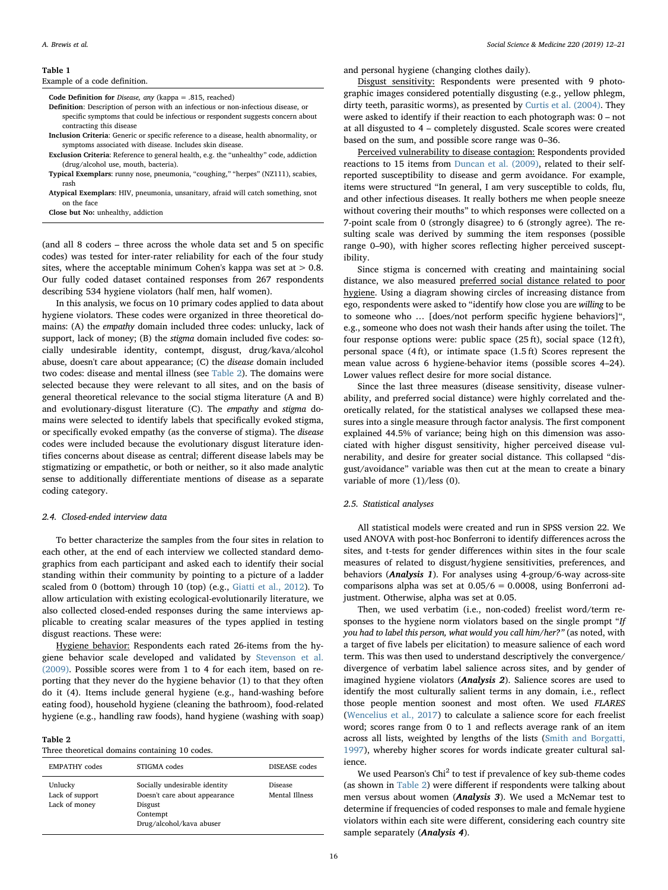**Table 1**
Example of a code definition.

| |
|---|
| **Code Definition for** *Disease, any* (kappa = .815, reached) |
| **Definition**: Description of person with an infectious or non-infectious disease, or specific symptoms that could be infectious or respondent suggests concern about contracting this disease |
| **Inclusion Criteria**: Generic or specific reference to a disease, health abnormality, or symptoms associated with disease. Includes skin disease. |
| **Exclusion Criteria**: Reference to general health, e.g. the "unhealthy" code, addiction (drug/alcohol use, mouth, bacteria). |
| **Typical Exemplars**: runny nose, pneumonia, "coughing," "herpes" (NZ111), scabies, rash |
| **Atypical Exemplars**: HIV, pneumonia, unsanitary, afraid will catch something, snot on the face |
| **Close but No:** unhealthy, addiction |

(and all 8 coders – three across the whole data set and 5 on specific codes) was tested for inter-rater reliability for each of the four study sites, where the acceptable minimum Cohen's kappa was set at > 0.8. Our fully coded dataset contained responses from 267 respondents describing 534 hygiene violators (half men, half women).

In this analysis, we focus on 10 primary codes applied to data about hygiene violators. These codes were organized in three theoretical domains: (A) the *empathy* domain included three codes: unlucky, lack of support, lack of money; (B) the *stigma* domain included five codes: socially undesirable identity, contempt, disgust, drug/kava/alcohol abuse, doesn't care about appearance; (C) the *disease* domain included two codes: disease and mental illness (see Table 2). The domains were selected because they were relevant to all sites, and on the basis of general theoretical relevance to the social stigma literature (A and B) and evolutionary-disgust literature (C). The *empathy* and *stigma* domains were selected to identify labels that specifically evoked stigma, or specifically evoked empathy (as the converse of stigma). The *disease* codes were included because the evolutionary disgust literature identifies concerns about disease as central; different disease labels may be stigmatizing or empathetic, or both or neither, so it also made analytic sense to additionally differentiate mentions of disease as a separate coding category.

### 2.4. Closed-ended interview data

To better characterize the samples from the four sites in relation to each other, at the end of each interview we collected standard demographics from each participant and asked each to identify their social standing within their community by pointing to a picture of a ladder scaled from 0 (bottom) through 10 (top) (e.g., Giatti et al., 2012). To allow articulation with existing ecological-evolutionarily literature, we also collected closed-ended responses during the same interviews applicable to creating scalar measures of the types applied in testing disgust reactions. These were:

Hygiene behavior: Respondents each rated 26-items from the hygiene behavior scale developed and validated by Stevenson et al. (2009). Possible scores were from 1 to 4 for each item, based on reporting that they never do the hygiene behavior (1) to that they often do it (4). Items include general hygiene (e.g., hand-washing before eating food), household hygiene (cleaning the bathroom), food-related hygiene (e.g., handling raw foods), hand hygiene (washing with soap) and personal hygiene (changing clothes daily).

**Table 2**
Three theoretical domains containing 10 codes.

| EMPATHY codes | STIGMA codes | DISEASE codes |
|---|---|---|
| Unlucky<br>Lack of support<br>Lack of money | Socially undesirable identity<br>Doesn't care about appearance<br>Disgust<br>Contempt<br>Drug/alcohol/kava abuser | Disease<br>Mental Illness |

Disgust sensitivity: Respondents were presented with 9 photographic images considered potentially disgusting (e.g., yellow phlegm, dirty teeth, parasitic worms), as presented by Curtis et al. (2004). They were asked to identify if their reaction to each photograph was: 0 – not at all disgusted to 4 – completely disgusted. Scale scores were created based on the sum, and possible score range was 0–36.

Perceived vulnerability to disease contagion: Respondents provided reactions to 15 items from Duncan et al. (2009), related to their self-reported susceptibility to disease and germ avoidance. For example, items were structured "In general, I am very susceptible to colds, flu, and other infectious diseases. It really bothers me when people sneeze without covering their mouths" to which responses were collected on a 7-point scale from 0 (strongly disagree) to 6 (strongly agree). The resulting scale was derived by summing the item responses (possible range 0–90), with higher scores reflecting higher perceived susceptibility.

Since stigma is concerned with creating and maintaining social distance, we also measured preferred social distance related to poor hygiene. Using a diagram showing circles of increasing distance from ego, respondents were asked to "identify how close you are *willing* to be to someone who … [does/not perform specific hygiene behaviors]", e.g., someone who does not wash their hands after using the toilet. The four response options were: public space (25 ft), social space (12 ft), personal space (4 ft), or intimate space (1.5 ft) Scores represent the mean value across 6 hygiene-behavior items (possible scores 4–24). Lower values reflect desire for more social distance.

Since the last three measures (disease sensitivity, disease vulnerability, and preferred social distance) were highly correlated and theoretically related, for the statistical analyses we collapsed these measures into a single measure through factor analysis. The first component explained 44.5% of variance; being high on this dimension was associated with higher disgust sensitivity, higher perceived disease vulnerability, and desire for greater social distance. This collapsed "disgust/avoidance" variable was then cut at the mean to create a binary variable of more (1)/less (0).

### 2.5. Statistical analyses

All statistical models were created and run in SPSS version 22. We used ANOVA with post-hoc Bonferroni to identify differences across the sites, and t-tests for gender differences within sites in the four scale measures of related to disgust/hygiene sensitivities, preferences, and behaviors (***Analysis 1***). For analyses using 4-group/6-way across-site comparisons alpha was set at 0.05/6 = 0.0008, using Bonferroni adjustment. Otherwise, alpha was set at 0.05.

Then, we used verbatim (i.e., non-coded) freelist word/term responses to the hygiene norm violators based on the single prompt "*If you had to label this person, what would you call him/her?*" (as noted, with a target of five labels per elicitation) to measure salience of each word term. This was then used to understand descriptively the convergence/divergence of verbatim label salience across sites, and by gender of imagined hygiene violators (***Analysis 2***). Salience scores are used to identify the most culturally salient terms in any domain, i.e., reflect those people mention soonest and most often. We used *FLARES* (Wencelius et al., 2017) to calculate a salience score for each freelist word; scores range from 0 to 1 and reflects average rank of an item across all lists, weighted by lengths of the lists (Smith and Borgatti, 1997), whereby higher scores for words indicate greater cultural salience.

We used Pearson's $Chi^2$ to test if prevalence of key sub-theme codes (as shown in Table 2) were different if respondents were talking about men versus about women (***Analysis 3***). We used a McNemar test to determine if frequencies of coded responses to male and female hygiene violators within each site were different, considering each country site sample separately (***Analysis 4***).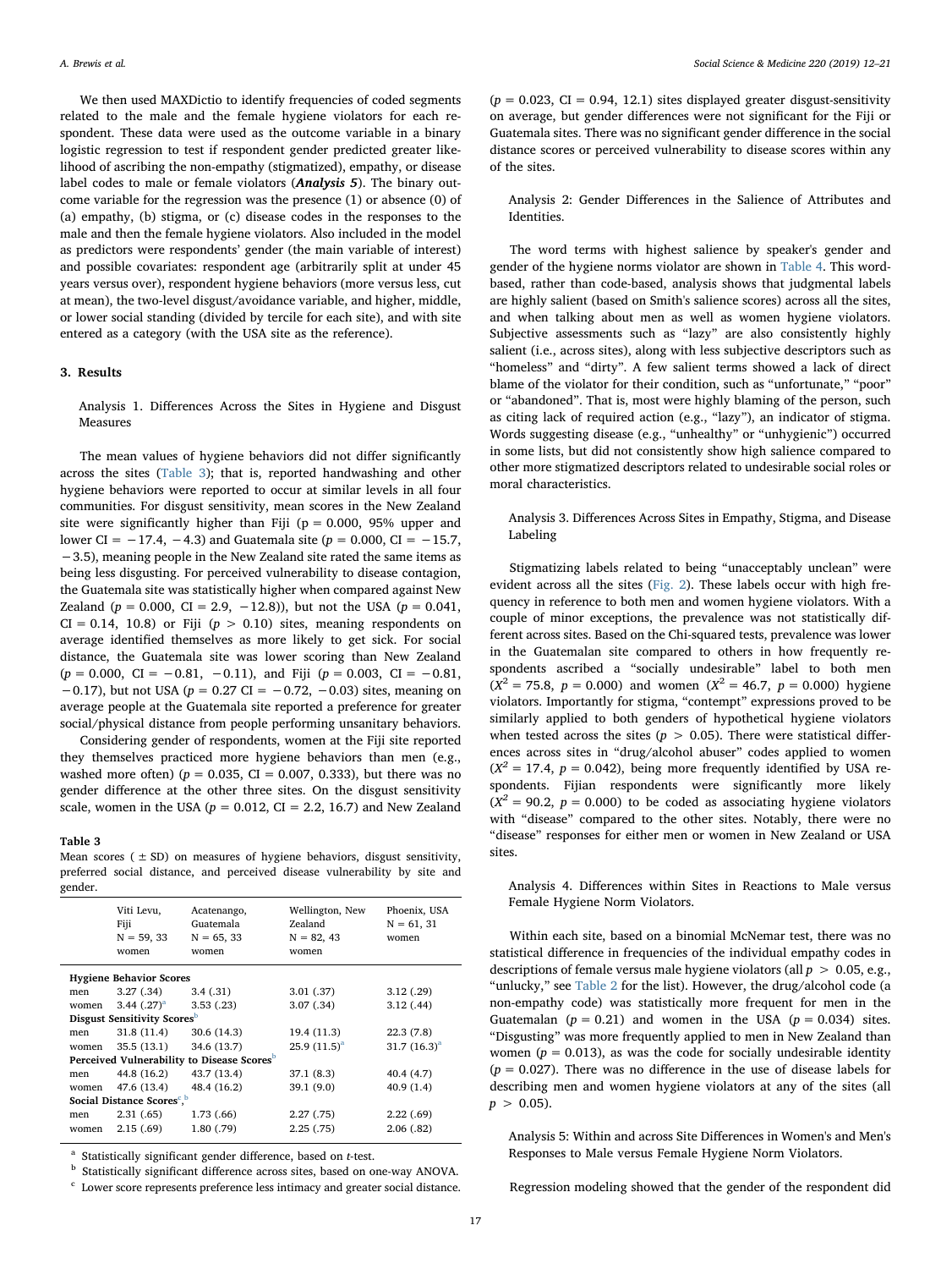We then used MAXDictio to identify frequencies of coded segments related to the male and the female hygiene violators for each respondent. These data were used as the outcome variable in a binary logistic regression to test if respondent gender predicted greater likelihood of ascribing the non-empathy (stigmatized), empathy, or disease label codes to male or female violators (***Analysis 5***). The binary outcome variable for the regression was the presence (1) or absence (0) of (a) empathy, (b) stigma, or (c) disease codes in the responses to the male and then the female hygiene violators. Also included in the model as predictors were respondents' gender (the main variable of interest) and possible covariates: respondent age (arbitrarily split at under 45 years versus over), respondent hygiene behaviors (more versus less, cut at mean), the two-level disgust/avoidance variable, and higher, middle, or lower social standing (divided by tercile for each site), and with site entered as a category (with the USA site as the reference).

## 3. Results

Analysis 1. Differences Across the Sites in Hygiene and Disgust Measures

The mean values of hygiene behaviors did not differ significantly across the sites (Table 3); that is, reported handwashing and other hygiene behaviors were reported to occur at similar levels in all four communities. For disgust sensitivity, mean scores in the New Zealand site were significantly higher than Fiji (p = 0.000, 95% upper and lower CI = −17.4, −4.3) and Guatemala site ($p$ = 0.000, CI = −15.7, −3.5), meaning people in the New Zealand site rated the same items as being less disgusting. For perceived vulnerability to disease contagion, the Guatemala site was statistically higher when compared against New Zealand ($p$ = 0.000, CI = 2.9, −12.8)), but not the USA ($p$ = 0.041, CI = 0.14, 10.8) or Fiji ($p$ > 0.10) sites, meaning respondents on average identified themselves as more likely to get sick. For social distance, the Guatemala site was lower scoring than New Zealand ($p$ = 0.000, CI = −0.81, −0.11), and Fiji ($p$ = 0.003, CI = −0.81, −0.17), but not USA ($p$ = 0.27 CI = −0.72, −0.03) sites, meaning on average people at the Guatemala site reported a preference for greater social/physical distance from people performing unsanitary behaviors.

Considering gender of respondents, women at the Fiji site reported they themselves practiced more hygiene behaviors than men (e.g., washed more often) ($p$ = 0.035, CI = 0.007, 0.333), but there was no gender difference at the other three sites. On the disgust sensitivity scale, women in the USA ($p$ = 0.012, CI = 2.2, 16.7) and New Zealand ($p$ = 0.023, CI = 0.94, 12.1) sites displayed greater disgust-sensitivity on average, but gender differences were not significant for the Fiji or Guatemala sites. There was no significant gender difference in the social distance scores or perceived vulnerability to disease scores within any of the sites.

**Table 3**
Mean scores ( ± SD) on measures of hygiene behaviors, disgust sensitivity, preferred social distance, and perceived disease vulnerability by site and gender.

| | Viti Levu, Fiji N = 59, 33 women | Acatenango, Guatemala N = 65, 33 women | Wellington, New Zealand N = 82, 43 women | Phoenix, USA N = 61, 31 women |
|---|---|---|---|---|
| **Hygiene Behavior Scores** | | | | |
| men | 3.27 (.34) | 3.4 (.31) | 3.01 (.37) | 3.12 (.29) |
| women | 3.44 (.27)[a] | 3.53 (.23) | 3.07 (.34) | 3.12 (.44) |
| **Disgust Sensitivity Scores**[b] | | | | |
| men | 31.8 (11.4) | 30.6 (14.3) | 19.4 (11.3) | 22.3 (7.8) |
| women | 35.5 (13.1) | 34.6 (13.7) | 25.9 (11.5)[a] | 31.7 (16.3)[a] |
| **Perceived Vulnerability to Disease Scores**[b] | | | | |
| men | 44.8 (16.2) | 43.7 (13.4) | 37.1 (8.3) | 40.4 (4.7) |
| women | 47.6 (13.4) | 48.4 (16.2) | 39.1 (9.0) | 40.9 (1.4) |
| **Social Distance Scores**[c,b] | | | | |
| men | 2.31 (.65) | 1.73 (.66) | 2.27 (.75) | 2.22 (.69) |
| women | 2.15 (.69) | 1.80 (.79) | 2.25 (.75) | 2.06 (.82) |

[a] Statistically significant gender difference, based on t-test.
[b] Statistically significant difference across sites, based on one-way ANOVA.
[c] Lower score represents preference less intimacy and greater social distance.

Analysis 2: Gender Differences in the Salience of Attributes and Identities.

The word terms with highest salience by speaker's gender and gender of the hygiene norms violator are shown in Table 4. This word-based, rather than code-based, analysis shows that judgmental labels are highly salient (based on Smith's salience scores) across all the sites, and when talking about men as well as women hygiene violators. Subjective assessments such as "lazy" are also consistently highly salient (i.e., across sites), along with less subjective descriptors such as "homeless" and "dirty". A few salient terms showed a lack of direct blame of the violator for their condition, such as "unfortunate," "poor" or "abandoned". That is, most were highly blaming of the person, such as citing lack of required action (e.g., "lazy"), an indicator of stigma. Words suggesting disease (e.g., "unhealthy" or "unhygienic") occurred in some lists, but did not consistently show high salience compared to other more stigmatized descriptors related to undesirable social roles or moral characteristics.

Analysis 3. Differences Across Sites in Empathy, Stigma, and Disease Labeling

Stigmatizing labels related to being "unacceptably unclean" were evident across all the sites (Fig. 2). These labels occur with high frequency in reference to both men and women hygiene violators. With a couple of minor exceptions, the prevalence was not statistically different across sites. Based on the Chi-squared tests, prevalence was lower in the Guatemalan site compared to others in how frequently respondents ascribed a "socially undesirable" label to both men ($X^2$ = 75.8, $p$ = 0.000) and women ($X^2$ = 46.7, $p$ = 0.000) hygiene violators. Importantly for stigma, "contempt" expressions proved to be similarly applied to both genders of hypothetical hygiene violators when tested across the sites ($p$ > 0.05). There were statistical differences across sites in "drug/alcohol abuser" codes applied to women ($X^2$ = 17.4, $p$ = 0.042), being more frequently identified by USA respondents. Fijian respondents were significantly more likely ($X^2$ = 90.2, $p$ = 0.000) to be coded as associating hygiene violators with "disease" compared to the other sites. Notably, there were no "disease" responses for either men or women in New Zealand or USA sites.

Analysis 4. Differences within Sites in Reactions to Male versus Female Hygiene Norm Violators.

Within each site, based on a binomial McNemar test, there was no statistical difference in frequencies of the individual empathy codes in descriptions of female versus male hygiene violators (all $p$ > 0.05, e.g., "unlucky," see Table 2 for the list). However, the drug/alcohol code (a non-empathy code) was statistically more frequent for men in the Guatemalan ($p$ = 0.21) and women in the USA ($p$ = 0.034) sites. "Disgusting" was more frequently applied to men in New Zealand than women ($p$ = 0.013), as was the code for socially undesirable identity ($p$ = 0.027). There was no difference in the use of disease labels for describing men and women hygiene violators at any of the sites (all $p$ > 0.05).

Analysis 5: Within and across Site Differences in Women's and Men's Responses to Male versus Female Hygiene Norm Violators.

Regression modeling showed that the gender of the respondent did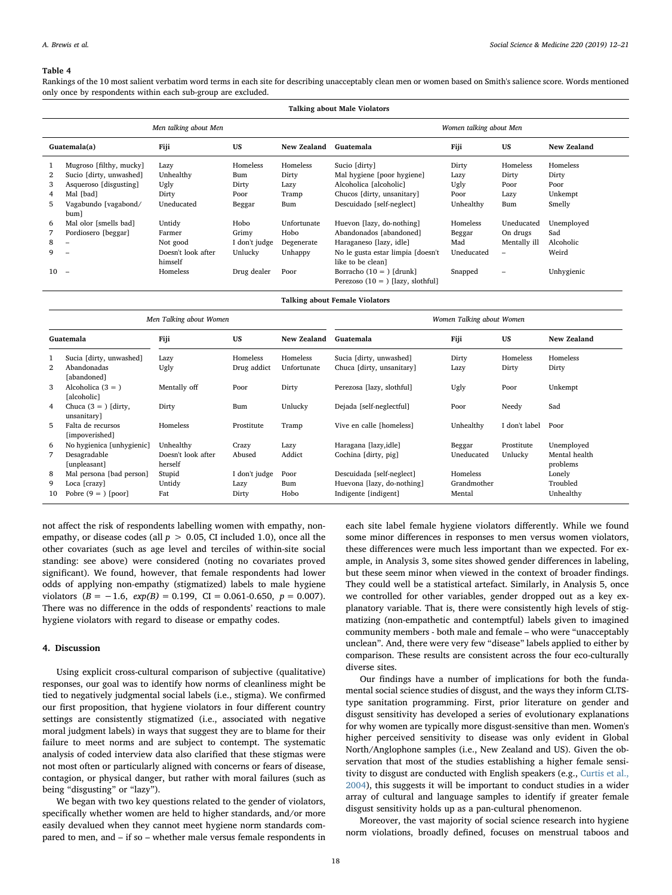**Table 4**

Rankings of the 10 most salient verbatim word terms in each site for describing unacceptably clean men or women based on Smith's salience score. Words mentioned only once by respondents within each sub-group are excluded.

**Talking about Male Violators**

| | *Men talking about Men* | | | | *Women talking about Men* | | | |
|---|---|---|---|---|---|---|---|---|
| | **Guatemala(a)** | **Fiji** | **US** | **New Zealand** | **Guatemala** | **Fiji** | **US** | **New Zealand** |
| 1 | Mugroso [filthy, mucky] | Lazy | Homeless | Homeless | Sucio [dirty] | Dirty | Homeless | Homeless |
| 2 | Sucio [dirty, unwashed] | Unhealthy | Bum | Dirty | Mal hygiene [poor hygiene] | Lazy | Dirty | Dirty |
| 3 | Asqueroso [disgusting] | Ugly | Dirty | Lazy | Alcoholica [alcoholic] | Ugly | Poor | Poor |
| 4 | Mal [bad] | Dirty | Poor | Tramp | Chucos [dirty, unsanitary] | Poor | Lazy | Unkempt |
| 5 | Vagabundo [vagabond/ bum] | Uneducated | Beggar | Bum | Descuidado [self-neglect] | Unhealthy | Bum | Smelly |
| 6 | Mal olor [smells bad] | Untidy | Hobo | Unfortunate | Huevon [lazy, do-nothing] | Homeless | Uneducated | Unemployed |
| 7 | Pordiosero [beggar] | Farmer | Grimy | Hobo | Abandonados [abandoned] | Beggar | On drugs | Sad |
| 8 | – | Not good | I don't judge | Degenerate | Haraganeso [lazy, idle] | Mad | Mentally ill | Alcoholic |
| 9 | – | Doesn't look after himself | Unlucky | Unhappy | No le gusta estar limpia [doesn't like to be clean] | Uneducated | – | Weird |
| 10 | – | Homeless | Drug dealer | Poor | Borracho (10 = ) [drunk] Perezoso (10 = ) [lazy, slothful] | Snapped | – | Unhygienic |

**Talking about Female Violators**

| | *Men Talking about Women* | | | | *Women Talking about Women* | | | |
|---|---|---|---|---|---|---|---|---|
| | **Guatemala** | **Fiji** | **US** | **New Zealand** | **Guatemala** | **Fiji** | **US** | **New Zealand** |
| 1 | Sucia [dirty, unwashed] | Lazy | Homeless | Homeless | Sucia [dirty, unwashed] | Dirty | Homeless | Homeless |
| 2 | Abandonadas [abandoned] | Ugly | Drug addict | Unfortunate | Chuca [dirty, unsanitary] | Lazy | Dirty | Dirty |
| 3 | Alcoholica (3 = ) [alcoholic] | Mentally off | Poor | Dirty | Perezosa [lazy, slothful] | Ugly | Poor | Unkempt |
| 4 | Chuca (3 = ) [dirty, unsanitary] | Dirty | Bum | Unlucky | Dejada [self-neglectful] | Poor | Needy | Sad |
| 5 | Falta de recursos [impoverished] | Homeless | Prostitute | Tramp | Vive en calle [homeless] | Unhealthy | I don't label | Poor |
| 6 | No hygienica [unhygienic] | Unhealthy | Crazy | Lazy | Haragana [lazy,idle] | Beggar | Prostitute | Unemployed |
| 7 | Desagradable [unpleasant] | Doesn't look after herself | Abused | Addict | Cochina [dirty, pig] | Uneducated | Unlucky | Mental health problems |
| 8 | Mal persona [bad person] | Stupid | I don't judge | Poor | Descuidada [self-neglect] | Homeless | | Lonely |
| 9 | Loca [crazy] | Untidy | Lazy | Bum | Huevona [lazy, do-nothing] | Grandmother | | Troubled |
| 10 | Pobre (9 = ) [poor] | Fat | Dirty | Hobo | Indigente [indigent] | Mental | | Unhealthy |

not affect the risk of respondents labelling women with empathy, non-empathy, or disease codes (all $p > 0.05$, CI included 1.0), once all the other covariates (such as age level and terciles of within-site social standing: see above) were considered (noting no covariates proved significant). We found, however, that female respondents had lower odds of applying non-empathy (stigmatized) labels to male hygiene violators ($B = -1.6$, $exp(B) = 0.199$, CI = 0.061-0.650, $p = 0.007$). There was no difference in the odds of respondents' reactions to male hygiene violators with regard to disease or empathy codes.

## 4. Discussion

Using explicit cross-cultural comparison of subjective (qualitative) responses, our goal was to identify how norms of cleanliness might be tied to negatively judgmental social labels (i.e., stigma). We confirmed our first proposition, that hygiene violators in four different country settings are consistently stigmatized (i.e., associated with negative moral judgment labels) in ways that suggest they are to blame for their failure to meet norms and are subject to contempt. The systematic analysis of coded interview data also clarified that these stigmas were not most often or particularly aligned with concerns or fears of disease, contagion, or physical danger, but rather with moral failures (such as being "disgusting" or "lazy").

We began with two key questions related to the gender of violators, specifically whether women are held to higher standards, and/or more easily devalued when they cannot meet hygiene norm standards compared to men, and – if so – whether male versus female respondents in each site label female hygiene violators differently. While we found some minor differences in responses to men versus women violators, these differences were much less important than we expected. For example, in Analysis 3, some sites showed gender differences in labeling, but these seem minor when viewed in the context of broader findings. They could well be a statistical artefact. Similarly, in Analysis 5, once we controlled for other variables, gender dropped out as a key explanatory variable. That is, there were consistently high levels of stigmatizing (non-empathetic and contemptful) labels given to imagined community members - both male and female – who were "unacceptably unclean". And, there were very few "disease" labels applied to either by comparison. These results are consistent across the four eco-culturally diverse sites.

Our findings have a number of implications for both the fundamental social science studies of disgust, and the ways they inform CLTS-type sanitation programming. First, prior literature on gender and disgust sensitivity has developed a series of evolutionary explanations for why women are typically more disgust-sensitive than men. Women's higher perceived sensitivity to disease was only evident in Global North/Anglophone samples (i.e., New Zealand and US). Given the observation that most of the studies establishing a higher female sensitivity to disgust are conducted with English speakers (e.g., Curtis et al., 2004), this suggests it will be important to conduct studies in a wider array of cultural and language samples to identify if greater female disgust sensitivity holds up as a pan-cultural phenomenon.

Moreover, the vast majority of social science research into hygiene norm violations, broadly defined, focuses on menstrual taboos and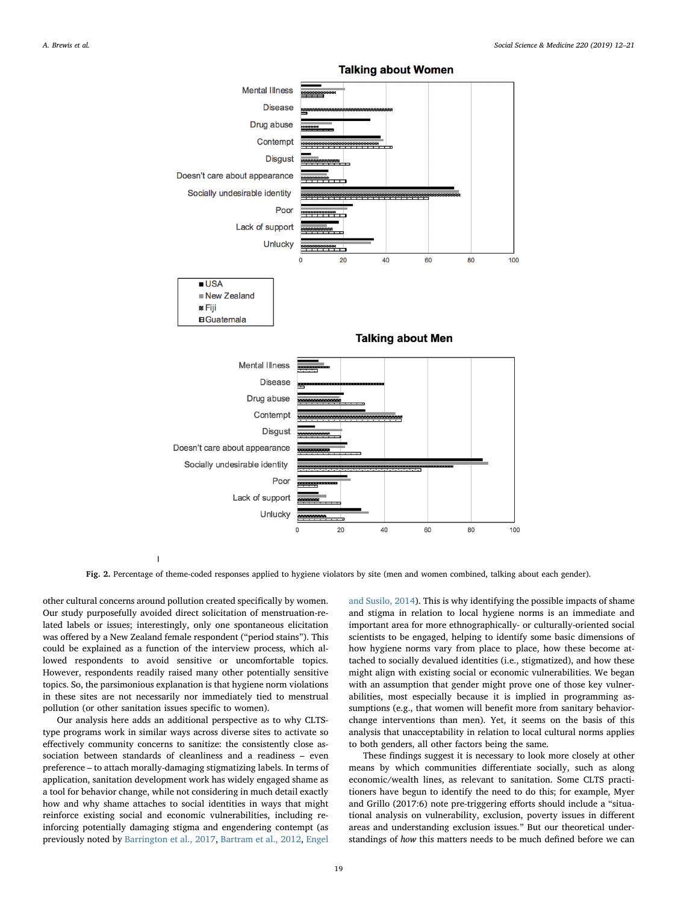**Fig. 2.** Percentage of theme-coded responses applied to hygiene violators by site (men and women combined, talking about each gender).

other cultural concerns around pollution created specifically by women. Our study purposefully avoided direct solicitation of menstruation-related labels or issues; interestingly, only one spontaneous elicitation was offered by a New Zealand female respondent ("period stains"). This could be explained as a function of the interview process, which allowed respondents to avoid sensitive or uncomfortable topics. However, respondents readily raised many other potentially sensitive topics. So, the parsimonious explanation is that hygiene norm violations in these sites are not necessarily nor immediately tied to menstrual pollution (or other sanitation issues specific to women).

Our analysis here adds an additional perspective as to why CLTS-type programs work in similar ways across diverse sites to activate so effectively community concerns to sanitize: the consistently close association between standards of cleanliness and a readiness – even preference – to attach morally-damaging stigmatizing labels. In terms of application, sanitation development work has widely engaged shame as a tool for behavior change, while not considering in much detail exactly how and why shame attaches to social identities in ways that might reinforce existing social and economic vulnerabilities, including reinforcing potentially damaging stigma and engendering contempt (as previously noted by Barrington et al., 2017, Bartram et al., 2012, Engel and Susilo, 2014). This is why identifying the possible impacts of shame and stigma in relation to local hygiene norms is an immediate and important area for more ethnographically- or culturally-oriented social scientists to be engaged, helping to identify some basic dimensions of how hygiene norms vary from place to place, how these become attached to socially devalued identities (i.e., stigmatized), and how these might align with existing social or economic vulnerabilities. We began with an assumption that gender might prove one of those key vulnerabilities, most especially because it is implied in programming assumptions (e.g., that women will benefit more from sanitary behavior-change interventions than men). Yet, it seems on the basis of this analysis that unacceptability in relation to local cultural norms applies to both genders, all other factors being the same.

These findings suggest it is necessary to look more closely at other means by which communities differentiate socially, such as along economic/wealth lines, as relevant to sanitation. Some CLTS practitioners have begun to identify the need to do this; for example, Myer and Grillo (2017:6) note pre-triggering efforts should include a "situational analysis on vulnerability, exclusion, poverty issues in different areas and understanding exclusion issues." But our theoretical understandings of *how* this matters needs to be much defined before we can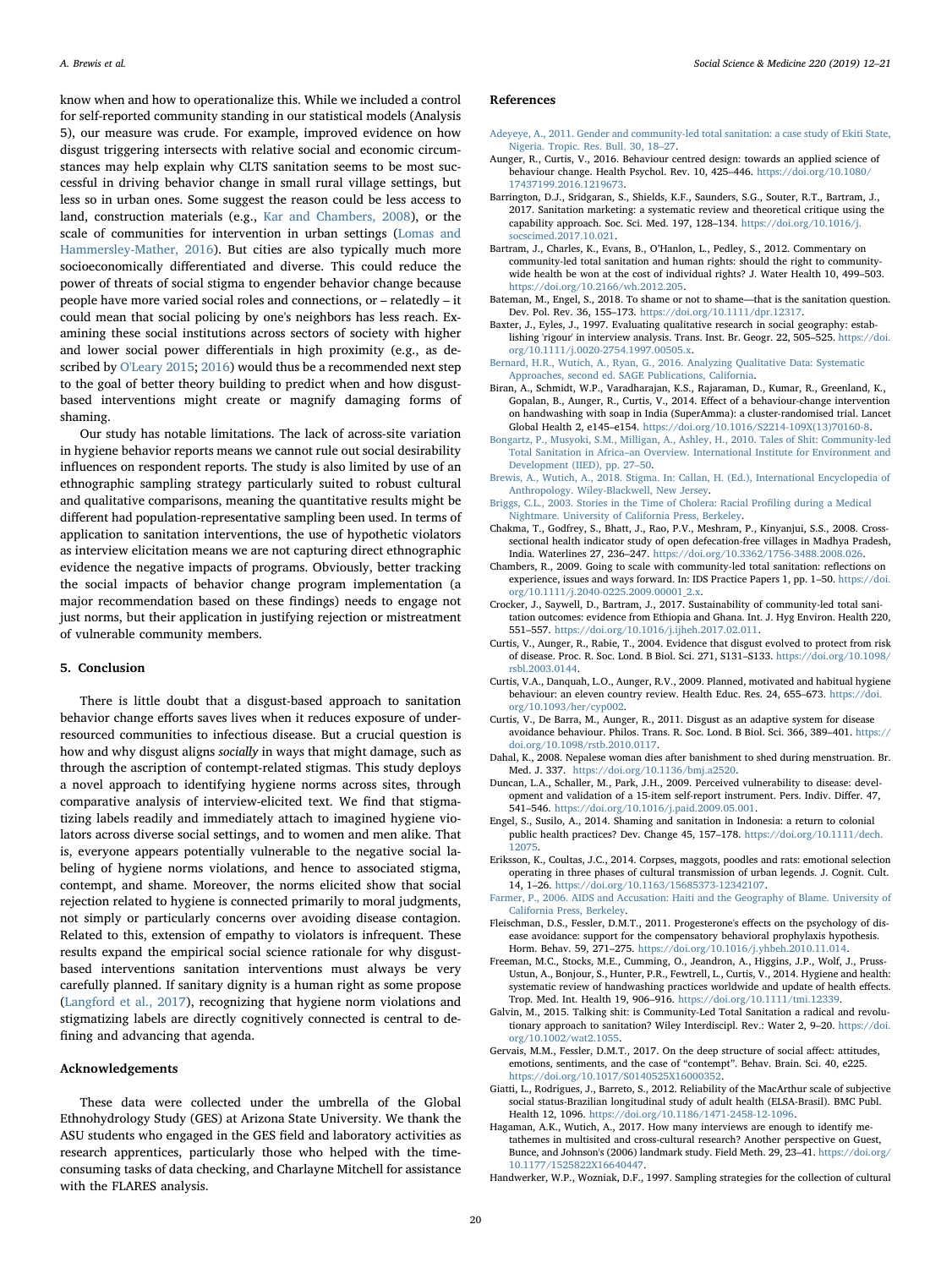know when and how to operationalize this. While we included a control for self-reported community standing in our statistical models (Analysis 5), our measure was crude. For example, improved evidence on how disgust triggering intersects with relative social and economic circumstances may help explain why CLTS sanitation seems to be most successful in driving behavior change in small rural village settings, but less so in urban ones. Some suggest the reason could be less access to land, construction materials (e.g., Kar and Chambers, 2008), or the scale of communities for intervention in urban settings (Lomas and Hammersley-Mather, 2016). But cities are also typically much more socioeconomically differentiated and diverse. This could reduce the power of threats of social stigma to engender behavior change because people have more varied social roles and connections, or – relatedly – it could mean that social policing by one's neighbors has less reach. Examining these social institutions across sectors of society with higher and lower social power differentials in high proximity (e.g., as described by O'Leary 2015; 2016) would thus be a recommended next step to the goal of better theory building to predict when and how disgust-based interventions might create or magnify damaging forms of shaming.

Our study has notable limitations. The lack of across-site variation in hygiene behavior reports means we cannot rule out social desirability influences on respondent reports. The study is also limited by use of an ethnographic sampling strategy particularly suited to robust cultural and qualitative comparisons, meaning the quantitative results might be different had population-representative sampling been used. In terms of application to sanitation interventions, the use of hypothetic violators as interview elicitation means we are not capturing direct ethnographic evidence the negative impacts of programs. Obviously, better tracking the social impacts of behavior change program implementation (a major recommendation based on these findings) needs to engage not just norms, but their application in justifying rejection or mistreatment of vulnerable community members.

## 5. Conclusion

There is little doubt that a disgust-based approach to sanitation behavior change efforts saves lives when it reduces exposure of under-resourced communities to infectious disease. But a crucial question is how and why disgust aligns *socially* in ways that might damage, such as through the ascription of contempt-related stigmas. This study deploys a novel approach to identifying hygiene norms across sites, through comparative analysis of interview-elicited text. We find that stigmatizing labels readily and immediately attach to imagined hygiene violators across diverse social settings, and to women and men alike. That is, everyone appears potentially vulnerable to the negative social labeling of hygiene norms violations, and hence to associated stigma, contempt, and shame. Moreover, the norms elicited show that social rejection related to hygiene is connected primarily to moral judgments, not simply or particularly concerns over avoiding disease contagion. Related to this, extension of empathy to violators is infrequent. These results expand the empirical social science rationale for why disgust-based interventions sanitation interventions must always be very carefully planned. If sanitary dignity is a human right as some propose (Langford et al., 2017), recognizing that hygiene norm violations and stigmatizing labels are directly cognitively connected is central to defining and advancing that agenda.

## Acknowledgements

These data were collected under the umbrella of the Global Ethnohydrology Study (GES) at Arizona State University. We thank the ASU students who engaged in the GES field and laboratory activities as research apprentices, particularly those who helped with the time-consuming tasks of data checking, and Charlayne Mitchell for assistance with the FLARES analysis.

## References

Adeyeye, A., 2011. Gender and community-led total sanitation: a case study of Ekiti State, Nigeria. Tropic. Res. Bull. 30, 18–27.

Aunger, R., Curtis, V., 2016. Behaviour centred design: towards an applied science of behaviour change. Health Psychol. Rev. 10, 425–446. https://doi.org/10.1080/17437199.2016.1219673.

Barrington, D.J., Sridgaran, S., Shields, K.F., Saunders, S.G., Souter, R.T., Bartram, J., 2017. Sanitation marketing: a systematic review and theoretical critique using the capability approach. Soc. Sci. Med. 197, 128–134. https://doi.org/10.1016/j.socscimed.2017.10.021.

Bartram, J., Charles, K., Evans, B., O'Hanlon, L., Pedley, S., 2012. Commentary on community-led total sanitation and human rights: should the right to community-wide health be won at the cost of individual rights? J. Water Health 10, 499–503. https://doi.org/10.2166/wh.2012.205.

Bateman, M., Engel, S., 2018. To shame or not to shame—that is the sanitation question. Dev. Pol. Rev. 36, 155–173. https://doi.org/10.1111/dpr.12317.

Baxter, J., Eyles, J., 1997. Evaluating qualitative research in social geography: establishing 'rigour' in interview analysis. Trans. Inst. Br. Geogr. 22, 505–525. https://doi.org/10.1111/j.0020-2754.1997.00505.x.

Bernard, H.R., Wutich, A., Ryan, G., 2016. Analyzing Qualitative Data: Systematic Approaches, second ed. SAGE Publications, California.

Biran, A., Schmidt, W.P., Varadharajan, K.S., Rajaraman, D., Kumar, R., Greenland, K., Gopalan, B., Aunger, R., Curtis, V., 2014. Effect of a behaviour-change intervention on handwashing with soap in India (SuperAmma): a cluster-randomised trial. Lancet Global Health 2, e145–e154. https://doi.org/10.1016/S2214-109X(13)70160-8.

Bongartz, P., Musyoki, S.M., Milligan, A., Ashley, H., 2010. Tales of Shit: Community-led Total Sanitation in Africa–an Overview. International Institute for Environment and Development (IIED), pp. 27–50.

Brewis, A., Wutich, A., 2018. Stigma. In: Callan, H. (Ed.), International Encyclopedia of Anthropology. Wiley-Blackwell, New Jersey.

Briggs, C.L., 2003. Stories in the Time of Cholera: Racial Profiling during a Medical Nightmare. University of California Press, Berkeley.

Chakma, T., Godfrey, S., Bhatt, J., Rao, P.V., Meshram, P., Kinyanjui, S.S., 2008. Cross-sectional health indicator study of open defecation-free villages in Madhya Pradesh, India. Waterlines 27, 236–247. https://doi.org/10.3362/1756-3488.2008.026.

Chambers, R., 2009. Going to scale with community-led total sanitation: reflections on experience, issues and ways forward. In: IDS Practice Papers 1, pp. 1–50. https://doi.org/10.1111/j.2040-0225.2009.00001_2.x.

Crocker, J., Saywell, D., Bartram, J., 2017. Sustainability of community-led total sanitation outcomes: evidence from Ethiopia and Ghana. Int. J. Hyg Environ. Health 220, 551–557. https://doi.org/10.1016/j.ijheh.2017.02.011.

Curtis, V., Aunger, R., Rabie, T., 2004. Evidence that disgust evolved to protect from risk of disease. Proc. R. Soc. Lond. B Biol. Sci. 271, S131–S133. https://doi.org/10.1098/rsbl.2003.0144.

Curtis, V.A., Danquah, L.O., Aunger, R.V., 2009. Planned, motivated and habitual hygiene behaviour: an eleven country review. Health Educ. Res. 24, 655–673. https://doi.org/10.1093/her/cyp002.

Curtis, V., De Barra, M., Aunger, R., 2011. Disgust as an adaptive system for disease avoidance behaviour. Philos. Trans. R. Soc. Lond. B Biol. Sci. 366, 389–401. https://doi.org/10.1098/rstb.2010.0117.

Dahal, K., 2008. Nepalese woman dies after banishment to shed during menstruation. Br. Med. J. 337. https://doi.org/10.1136/bmj.a2520.

Duncan, L.A., Schaller, M., Park, J.H., 2009. Perceived vulnerability to disease: development and validation of a 15-item self-report instrument. Pers. Indiv. Differ. 47, 541–546. https://doi.org/10.1016/j.paid.2009.05.001.

Engel, S., Susilo, A., 2014. Shaming and sanitation in Indonesia: a return to colonial public health practices? Dev. Change 45, 157–178. https://doi.org/10.1111/dech.12075.

Eriksson, K., Coultas, J.C., 2014. Corpses, maggots, poodles and rats: emotional selection operating in three phases of cultural transmission of urban legends. J. Cognit. Cult. 14, 1–26. https://doi.org/10.1163/15685373-12342107.

Farmer, P., 2006. AIDS and Accusation: Haiti and the Geography of Blame. University of California Press, Berkeley.

Fleischman, D.S., Fessler, D.M.T., 2011. Progesterone's effects on the psychology of disease avoidance: support for the compensatory behavioral prophylaxis hypothesis. Horm. Behav. 59, 271–275. https://doi.org/10.1016/j.yhbeh.2010.11.014.

Freeman, M.C., Stocks, M.E., Cumming, O., Jeandron, A., Higgins, J.P., Wolf, J., Pruss-Ustun, A., Bonjour, S., Hunter, P.R., Fewtrell, L., Curtis, V., 2014. Hygiene and health: systematic review of handwashing practices worldwide and update of health effects. Trop. Med. Int. Health 19, 906–916. https://doi.org/10.1111/tmi.12339.

Galvin, M., 2015. Talking shit: is Community-Led Total Sanitation a radical and revolutionary approach to sanitation? Wiley Interdiscipl. Rev.: Water 2, 9–20. https://doi.org/10.1002/wat2.1055.

Gervais, M.M., Fessler, D.M.T., 2017. On the deep structure of social affect: attitudes, emotions, sentiments, and the case of "contempt". Behav. Brain. Sci. 40, e225. https://doi.org/10.1017/S0140525X16000352.

Giatti, L., Rodrigues, J., Barreto, S., 2012. Reliability of the MacArthur scale of subjective social status-Brazilian longitudinal study of adult health (ELSA-Brasil). BMC Publ. Health 12, 1096. https://doi.org/10.1186/1471-2458-12-1096.

Hagaman, A.K., Wutich, A., 2017. How many interviews are enough to identify metathemes in multisited and cross-cultural research? Another perspective on Guest, Bunce, and Johnson's (2006) landmark study. Field Meth. 29, 23–41. https://doi.org/10.1177/1525822X16640447.

Handwerker, W.P., Wozniak, D.F., 1997. Sampling strategies for the collection of cultural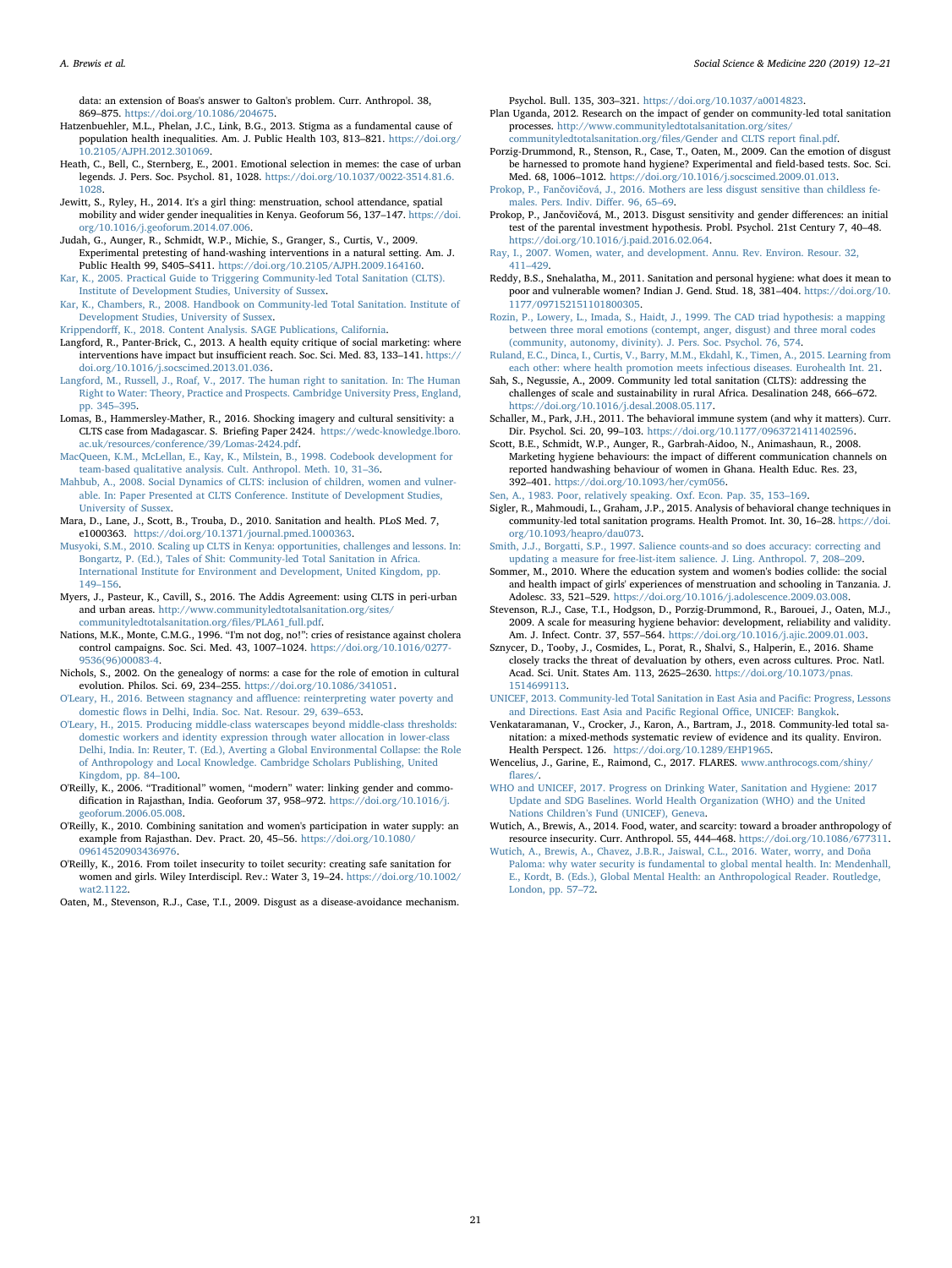data: an extension of Boas's answer to Galton's problem. Curr. Anthropol. 38, 869–875. https://doi.org/10.1086/204675.

Hatzenbuehler, M.L., Phelan, J.C., Link, B.G., 2013. Stigma as a fundamental cause of population health inequalities. Am. J. Public Health 103, 813–821. https://doi.org/10.2105/AJPH.2012.301069.

Heath, C., Bell, C., Sternberg, E., 2001. Emotional selection in memes: the case of urban legends. J. Pers. Soc. Psychol. 81, 1028. https://doi.org/10.1037/0022-3514.81.6.1028.

Jewitt, S., Ryley, H., 2014. It's a girl thing: menstruation, school attendance, spatial mobility and wider gender inequalities in Kenya. Geoforum 56, 137–147. https://doi.org/10.1016/j.geoforum.2014.07.006.

Judah, G., Aunger, R., Schmidt, W.P., Michie, S., Granger, S., Curtis, V., 2009. Experimental pretesting of hand-washing interventions in a natural setting. Am. J. Public Health 99, S405–S411. https://doi.org/10.2105/AJPH.2009.164160.

Kar, K., 2005. Practical Guide to Triggering Community-led Total Sanitation (CLTS). Institute of Development Studies, University of Sussex.

Kar, K., Chambers, R., 2008. Handbook on Community-led Total Sanitation. Institute of Development Studies, University of Sussex.

Krippendorff, K., 2018. Content Analysis. SAGE Publications, California.

Langford, R., Panter-Brick, C., 2013. A health equity critique of social marketing: where interventions have impact but insufficient reach. Soc. Sci. Med. 83, 133–141. https://doi.org/10.1016/j.socscimed.2013.01.036.

Langford, M., Russell, J., Roaf, V., 2017. The human right to sanitation. In: The Human Right to Water: Theory, Practice and Prospects. Cambridge University Press, England, pp. 345–395.

Lomas, B., Hammersley-Mather, R., 2016. Shocking imagery and cultural sensitivity: a CLTS case from Madagascar. S. Briefing Paper 2424. https://wedc-knowledge.lboro.ac.uk/resources/conference/39/Lomas-2424.pdf.

MacQueen, K.M., McLellan, E., Kay, K., Milstein, B., 1998. Codebook development for team-based qualitative analysis. Cult. Anthropol. Meth. 10, 31–36.

Mahbub, A., 2008. Social Dynamics of CLTS: inclusion of children, women and vulnerable. In: Paper Presented at CLTS Conference. Institute of Development Studies, University of Sussex.

Mara, D., Lane, J., Scott, B., Trouba, D., 2010. Sanitation and health. PLoS Med. 7, e1000363. https://doi.org/10.1371/journal.pmed.1000363.

Musyoki, S.M., 2010. Scaling up CLTS in Kenya: opportunities, challenges and lessons. In: Bongartz, P. (Ed.), Tales of Shit: Community-led Total Sanitation in Africa. International Institute for Environment and Development, United Kingdom, pp. 149–156.

Myers, J., Pasteur, K., Cavill, S., 2016. The Addis Agreement: using CLTS in peri-urban and urban areas. http://www.communityledtotalsanitation.org/sites/communityledtotalsanitation.org/files/PLA61_full.pdf.

Nations, M.K., Monte, C.M.G., 1996. "I'm not dog, no!": cries of resistance against cholera control campaigns. Soc. Sci. Med. 43, 1007–1024. https://doi.org/10.1016/0277-9536(96)00083-4.

Nichols, S., 2002. On the genealogy of norms: a case for the role of emotion in cultural evolution. Philos. Sci. 69, 234–255. https://doi.org/10.1086/341051.

O'Leary, H., 2016. Between stagnancy and affluence: reinterpreting water poverty and domestic flows in Delhi, India. Soc. Nat. Resour. 29, 639–653.

O'Leary, H., 2015. Producing middle-class waterscapes beyond middle-class thresholds: domestic workers and identity expression through water allocation in lower-class Delhi, India. In: Reuter, T. (Ed.), Averting a Global Environmental Collapse: the Role of Anthropology and Local Knowledge. Cambridge Scholars Publishing, United Kingdom, pp. 84–100.

O'Reilly, K., 2006. "Traditional" women, "modern" water: linking gender and commodification in Rajasthan, India. Geoforum 37, 958–972. https://doi.org/10.1016/j.geoforum.2006.05.008.

O'Reilly, K., 2010. Combining sanitation and women's participation in water supply: an example from Rajasthan. Dev. Pract. 20, 45–56. https://doi.org/10.1080/09614520903436976.

O'Reilly, K., 2016. From toilet insecurity to toilet security: creating safe sanitation for women and girls. Wiley Interdiscipl. Rev.: Water 3, 19–24. https://doi.org/10.1002/wat2.1122.

Oaten, M., Stevenson, R.J., Case, T.I., 2009. Disgust as a disease-avoidance mechanism. Psychol. Bull. 135, 303–321. https://doi.org/10.1037/a0014823.

Plan Uganda, 2012. Research on the impact of gender on community-led total sanitation processes. http://www.communityledtotalsanitation.org/sites/communityledtotalsanitation.org/files/Gender and CLTS report final.pdf.

Porzig-Drummond, R., Stenson, R., Case, T., Oaten, M., 2009. Can the emotion of disgust be harnessed to promote hand hygiene? Experimental and field-based tests. Soc. Sci. Med. 68, 1006–1012. https://doi.org/10.1016/j.socscimed.2009.01.013.

Prokop, P., Fančovičová, J., 2016. Mothers are less disgust sensitive than childless females. Pers. Indiv. Differ. 96, 65–69.

Prokop, P., Jančovičová, M., 2013. Disgust sensitivity and gender differences: an initial test of the parental investment hypothesis. Probl. Psychol. 21st Century 7, 40–48. https://doi.org/10.1016/j.paid.2016.02.064.

Ray, I., 2007. Women, water, and development. Annu. Rev. Environ. Resour. 32, 411–429.

Reddy, B.S., Snehalatha, M., 2011. Sanitation and personal hygiene: what does it mean to poor and vulnerable women? Indian J. Gend. Stud. 18, 381–404. https://doi.org/10.1177/097152151101800305.

Rozin, P., Lowery, L., Imada, S., Haidt, J., 1999. The CAD triad hypothesis: a mapping between three moral emotions (contempt, anger, disgust) and three moral codes (community, autonomy, divinity). J. Pers. Soc. Psychol. 76, 574.

Ruland, E.C., Dinca, I., Curtis, V., Barry, M.M., Ekdahl, K., Timen, A., 2015. Learning from each other: where health promotion meets infectious diseases. Eurohealth Int. 21.

Sah, S., Negussie, A., 2009. Community led total sanitation (CLTS): addressing the challenges of scale and sustainability in rural Africa. Desalination 248, 666–672. https://doi.org/10.1016/j.desal.2008.05.117.

Schaller, M., Park, J.H., 2011. The behavioral immune system (and why it matters). Curr. Dir. Psychol. Sci. 20, 99–103. https://doi.org/10.1177/0963721411402596.

Scott, B.E., Schmidt, W.P., Aunger, R., Garbrah-Aidoo, N., Animashaun, R., 2008. Marketing hygiene behaviours: the impact of different communication channels on reported handwashing behaviour of women in Ghana. Health Educ. Res. 23, 392–401. https://doi.org/10.1093/her/cym056.

Sen, A., 1983. Poor, relatively speaking. Oxf. Econ. Pap. 35, 153–169.

Sigler, R., Mahmoudi, L., Graham, J.P., 2015. Analysis of behavioral change techniques in community-led total sanitation programs. Health Promot. Int. 30, 16–28. https://doi.org/10.1093/heapro/dau073.

Smith, J.J., Borgatti, S.P., 1997. Salience counts-and so does accuracy: correcting and updating a measure for free-list-item salience. J. Ling. Anthropol. 7, 208–209.

Sommer, M., 2010. Where the education system and women's bodies collide: the social and health impact of girls' experiences of menstruation and schooling in Tanzania. J. Adolesc. 33, 521–529. https://doi.org/10.1016/j.adolescence.2009.03.008.

Stevenson, R.J., Case, T.I., Hodgson, D., Porzig-Drummond, R., Barouei, J., Oaten, M.J., 2009. A scale for measuring hygiene behavior: development, reliability and validity. Am. J. Infect. Contr. 37, 557–564. https://doi.org/10.1016/j.ajic.2009.01.003.

Sznycer, D., Tooby, J., Cosmides, L., Porat, R., Shalvi, S., Halperin, E., 2016. Shame closely tracks the threat of devaluation by others, even across cultures. Proc. Natl. Acad. Sci. Unit. States Am. 113, 2625–2630. https://doi.org/10.1073/pnas.1514699113.

UNICEF, 2013. Community-led Total Sanitation in East Asia and Pacific: Progress, Lessons and Directions. East Asia and Pacific Regional Office, UNICEF: Bangkok.

Venkataramanan, V., Crocker, J., Karon, A., Bartram, J., 2018. Community-led total sanitation: a mixed-methods systematic review of evidence and its quality. Environ. Health Perspect. 126. https://doi.org/10.1289/EHP1965.

Wencelius, J., Garine, E., Raimond, C., 2017. FLARES. www.anthrocogs.com/shiny/flares/.

WHO and UNICEF, 2017. Progress on Drinking Water, Sanitation and Hygiene: 2017 Update and SDG Baselines. World Health Organization (WHO) and the United Nations Children's Fund (UNICEF), Geneva.

Wutich, A., Brewis, A., 2014. Food, water, and scarcity: toward a broader anthropology of resource insecurity. Curr. Anthropol. 55, 444–468. https://doi.org/10.1086/677311.

Wutich, A., Brewis, A., Chavez, J.B.R., Jaiswal, C.L., 2016. Water, worry, and Doña Paloma: why water security is fundamental to global mental health. In: Mendenhall, E., Kordt, B. (Eds.), Global Mental Health: an Anthropological Reader. Routledge, London, pp. 57–72.